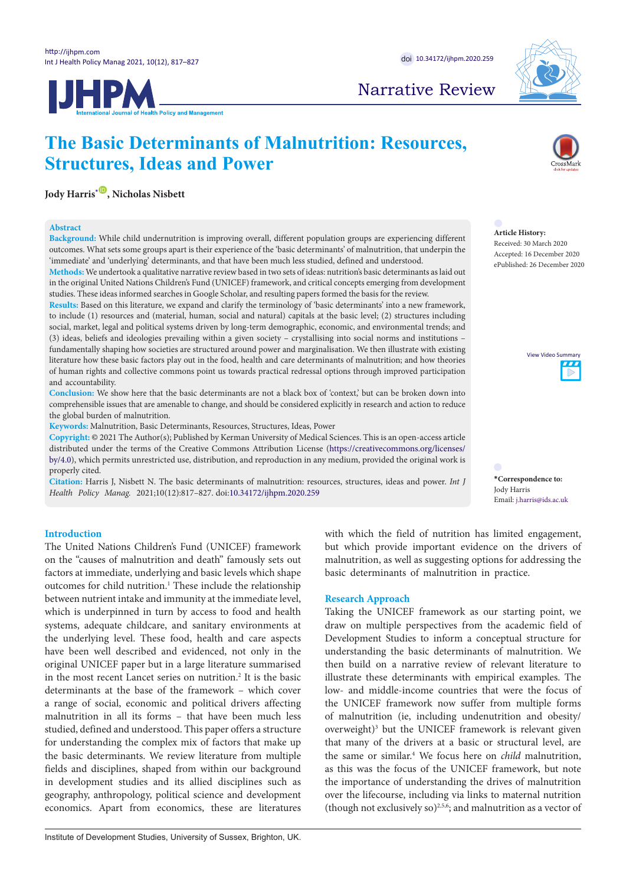Narrative Review

# The Basic Determinants of Malnutrition: Resources, Structures, Ideas and Power

**Jody Harris*, Nicholas Nisbett**

## Abstract

**Background:** While child undernutrition is improving overall, different population groups are experiencing different outcomes. What sets some groups apart is their experience of the 'basic determinants' of malnutrition, that underpin the 'immediate' and 'underlying' determinants, and that have been much less studied, defined and understood.

**Methods:** We undertook a qualitative narrative review based in two sets of ideas: nutrition's basic determinants as laid out in the original United Nations Children's Fund (UNICEF) framework, and critical concepts emerging from development studies. These ideas informed searches in Google Scholar, and resulting papers formed the basis for the review.

**Results:** Based on this literature, we expand and clarify the terminology of 'basic determinants' into a new framework, to include (1) resources and (material, human, social and natural) capitals at the basic level; (2) structures including social, market, legal and political systems driven by long-term demographic, economic, and environmental trends; and (3) ideas, beliefs and ideologies prevailing within a given society – crystallising into social norms and institutions – fundamentally shaping how societies are structured around power and marginalisation. We then illustrate with existing literature how these basic factors play out in the food, health and care determinants of malnutrition; and how theories of human rights and collective commons point us towards practical redressal options through improved participation and accountability.

**Conclusion:** We show here that the basic determinants are not a black box of 'context,' but can be broken down into comprehensible issues that are amenable to change, and should be considered explicitly in research and action to reduce the global burden of malnutrition.

**Keywords:** Malnutrition, Basic Determinants, Resources, Structures, Ideas, Power

**Copyright:** © 2021 The Author(s); Published by Kerman University of Medical Sciences. This is an open-access article distributed under the terms of the Creative Commons Attribution License (https://creativecommons.org/licenses/by/4.0), which permits unrestricted use, distribution, and reproduction in any medium, provided the original work is properly cited.

**Citation:** Harris J, Nisbett N. The basic determinants of malnutrition: resources, structures, ideas and power. *Int J Health Policy Manag.* 2021;10(12):817–827. doi:10.34172/ijhpm.2020.259

**Article History:**
Received: 30 March 2020
Accepted: 16 December 2020
ePublished: 26 December 2020

**\*Correspondence to:**
Jody Harris
Email: j.harris@ids.ac.uk

## Introduction

The United Nations Children's Fund (UNICEF) framework on the "causes of malnutrition and death" famously sets out factors at immediate, underlying and basic levels which shape outcomes for child nutrition.[1] These include the relationship between nutrient intake and immunity at the immediate level, which is underpinned in turn by access to food and health systems, adequate childcare, and sanitary environments at the underlying level. These food, health and care aspects have been well described and evidenced, not only in the original UNICEF paper but in a large literature summarised in the most recent Lancet series on nutrition.[2] It is the basic determinants at the base of the framework – which cover a range of social, economic and political drivers affecting malnutrition in all its forms – that have been much less studied, defined and understood. This paper offers a structure for understanding the complex mix of factors that make up the basic determinants. We review literature from multiple fields and disciplines, shaped from within our background in development studies and its allied disciplines such as geography, anthropology, political science and development economics. Apart from economics, these are literatures with which the field of nutrition has limited engagement, but which provide important evidence on the drivers of malnutrition, as well as suggesting options for addressing the basic determinants of malnutrition in practice.

## Research Approach

Taking the UNICEF framework as our starting point, we draw on multiple perspectives from the academic field of Development Studies to inform a conceptual structure for understanding the basic determinants of malnutrition. We then build on a narrative review of relevant literature to illustrate these determinants with empirical examples. The low- and middle-income countries that were the focus of the UNICEF framework now suffer from multiple forms of malnutrition (ie, including undernutrition and obesity/overweight)[3] but the UNICEF framework is relevant given that many of the drivers at a basic or structural level, are the same or similar.[4] We focus here on *child* malnutrition, as this was the focus of the UNICEF framework, but note the importance of understanding the drives of malnutrition over the lifecourse, including links to maternal nutrition (though not exclusively so)[2,5,6]; and malnutrition as a vector of

Institute of Development Studies, University of Sussex, Brighton, UK.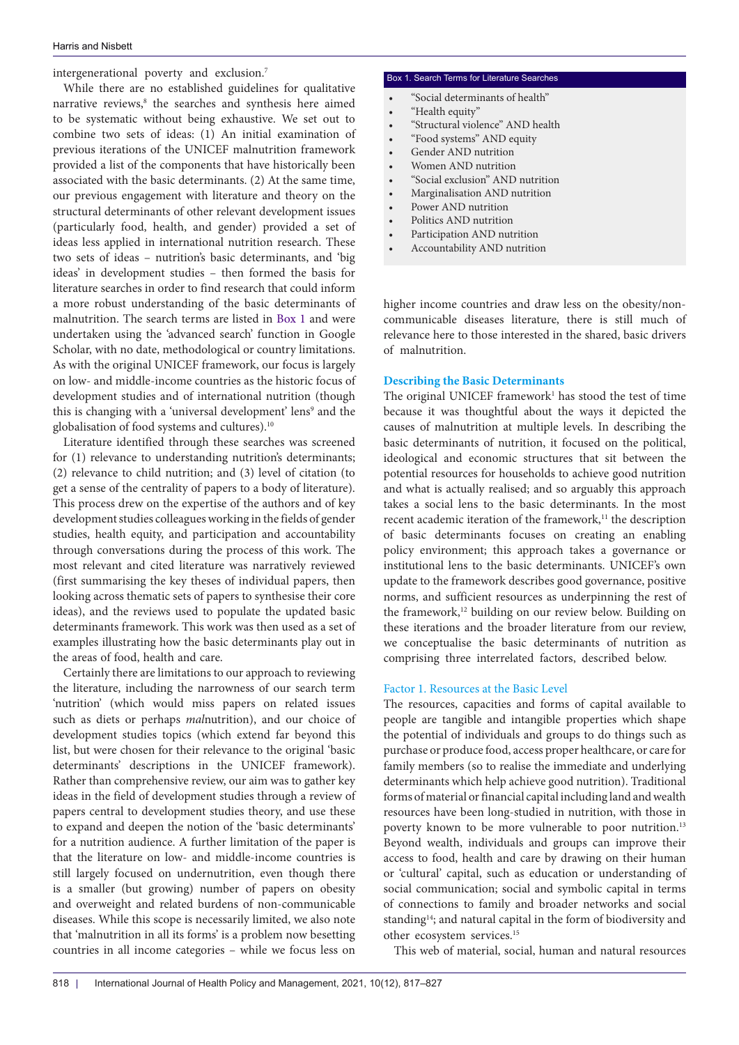intergenerational poverty and exclusion.[7]

While there are no established guidelines for qualitative narrative reviews,[8] the searches and synthesis here aimed to be systematic without being exhaustive. We set out to combine two sets of ideas: (1) An initial examination of previous iterations of the UNICEF malnutrition framework provided a list of the components that have historically been associated with the basic determinants. (2) At the same time, our previous engagement with literature and theory on the structural determinants of other relevant development issues (particularly food, health, and gender) provided a set of ideas less applied in international nutrition research. These two sets of ideas – nutrition's basic determinants, and 'big ideas' in development studies – then formed the basis for literature searches in order to find research that could inform a more robust understanding of the basic determinants of malnutrition. The search terms are listed in Box 1 and were undertaken using the 'advanced search' function in Google Scholar, with no date, methodological or country limitations. As with the original UNICEF framework, our focus is largely on low- and middle-income countries as the historic focus of development studies and of international nutrition (though this is changing with a 'universal development' lens[9] and the globalisation of food systems and cultures).[10]

Box 1. Search Terms for Literature Searches

- "Social determinants of health"
- "Health equity"
- "Structural violence" AND health
- "Food systems" AND equity
- Gender AND nutrition
- Women AND nutrition
- "Social exclusion" AND nutrition
- Marginalisation AND nutrition
- Power AND nutrition
- Politics AND nutrition
- Participation AND nutrition
- Accountability AND nutrition

Literature identified through these searches was screened for (1) relevance to understanding nutrition's determinants; (2) relevance to child nutrition; and (3) level of citation (to get a sense of the centrality of papers to a body of literature). This process drew on the expertise of the authors and of key development studies colleagues working in the fields of gender studies, health equity, and participation and accountability through conversations during the process of this work. The most relevant and cited literature was narratively reviewed (first summarising the key theses of individual papers, then looking across thematic sets of papers to synthesise their core ideas), and the reviews used to populate the updated basic determinants framework. This work was then used as a set of examples illustrating how the basic determinants play out in the areas of food, health and care.

Certainly there are limitations to our approach to reviewing the literature, including the narrowness of our search term 'nutrition' (which would miss papers on related issues such as diets or perhaps *mal*nutrition), and our choice of development studies topics (which extend far beyond this list, but were chosen for their relevance to the original 'basic determinants' descriptions in the UNICEF framework). Rather than comprehensive review, our aim was to gather key ideas in the field of development studies through a review of papers central to development studies theory, and use these to expand and deepen the notion of the 'basic determinants' for a nutrition audience. A further limitation of the paper is that the literature on low- and middle-income countries is still largely focused on undernutrition, even though there is a smaller (but growing) number of papers on obesity and overweight and related burdens of non-communicable diseases. While this scope is necessarily limited, we also note that 'malnutrition in all its forms' is a problem now besetting countries in all income categories – while we focus less on higher income countries and draw less on the obesity/non-communicable diseases literature, there is still much of relevance here to those interested in the shared, basic drivers of malnutrition.

## Describing the Basic Determinants

The original UNICEF framework[1] has stood the test of time because it was thoughtful about the ways it depicted the causes of malnutrition at multiple levels. In describing the basic determinants of nutrition, it focused on the political, ideological and economic structures that sit between the potential resources for households to achieve good nutrition and what is actually realised; and so arguably this approach takes a social lens to the basic determinants. In the most recent academic iteration of the framework,[11] the description of basic determinants focuses on creating an enabling policy environment; this approach takes a governance or institutional lens to the basic determinants. UNICEF's own update to the framework describes good governance, positive norms, and sufficient resources as underpinning the rest of the framework,[12] building on our review below. Building on these iterations and the broader literature from our review, we conceptualise the basic determinants of nutrition as comprising three interrelated factors, described below.

### Factor 1. Resources at the Basic Level

The resources, capacities and forms of capital available to people are tangible and intangible properties which shape the potential of individuals and groups to do things such as purchase or produce food, access proper healthcare, or care for family members (so to realise the immediate and underlying determinants which help achieve good nutrition). Traditional forms of material or financial capital including land and wealth resources have been long-studied in nutrition, with those in poverty known to be more vulnerable to poor nutrition.[13] Beyond wealth, individuals and groups can improve their access to food, health and care by drawing on their human or 'cultural' capital, such as education or understanding of social communication; social and symbolic capital in terms of connections to family and broader networks and social standing[14]; and natural capital in the form of biodiversity and other ecosystem services.[15]

This web of material, social, human and natural resources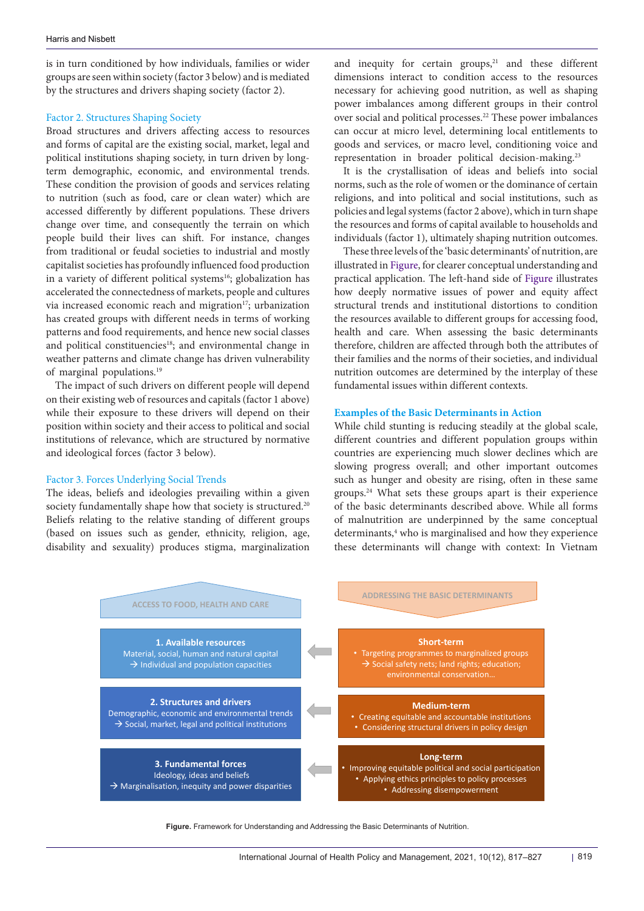is in turn conditioned by how individuals, families or wider groups are seen within society (factor 3 below) and is mediated by the structures and drivers shaping society (factor 2).

### Factor 2. Structures Shaping Society

Broad structures and drivers affecting access to resources and forms of capital are the existing social, market, legal and political institutions shaping society, in turn driven by long-term demographic, economic, and environmental trends. These condition the provision of goods and services relating to nutrition (such as food, care or clean water) which are accessed differently by different populations. These drivers change over time, and consequently the terrain on which people build their lives can shift. For instance, changes from traditional or feudal societies to industrial and mostly capitalist societies has profoundly influenced food production in a variety of different political systems[16]; globalization has accelerated the connectedness of markets, people and cultures via increased economic reach and migration[17]; urbanization has created groups with different needs in terms of working patterns and food requirements, and hence new social classes and political constituencies[18]; and environmental change in weather patterns and climate change has driven vulnerability of marginal populations.[19]

The impact of such drivers on different people will depend on their existing web of resources and capitals (factor 1 above) while their exposure to these drivers will depend on their position within society and their access to political and social institutions of relevance, which are structured by normative and ideological forces (factor 3 below).

### Factor 3. Forces Underlying Social Trends

The ideas, beliefs and ideologies prevailing within a given society fundamentally shape how that society is structured.[20] Beliefs relating to the relative standing of different groups (based on issues such as gender, ethnicity, religion, age, disability and sexuality) produces stigma, marginalization and inequity for certain groups,[21] and these different dimensions interact to condition access to the resources necessary for achieving good nutrition, as well as shaping power imbalances among different groups in their control over social and political processes.[22] These power imbalances can occur at micro level, determining local entitlements to goods and services, or macro level, conditioning voice and representation in broader political decision-making.[23]

It is the crystallisation of ideas and beliefs into social norms, such as the role of women or the dominance of certain religions, and into political and social institutions, such as policies and legal systems (factor 2 above), which in turn shape the resources and forms of capital available to households and individuals (factor 1), ultimately shaping nutrition outcomes.

These three levels of the 'basic determinants' of nutrition, are illustrated in Figure, for clearer conceptual understanding and practical application. The left-hand side of Figure illustrates how deeply normative issues of power and equity affect structural trends and institutional distortions to condition the resources available to different groups for accessing food, health and care. When assessing the basic determinants therefore, children are affected through both the attributes of their families and the norms of their societies, and individual nutrition outcomes are determined by the interplay of these fundamental issues within different contexts.

## Examples of the Basic Determinants in Action

While child stunting is reducing steadily at the global scale, different countries and different population groups within countries are experiencing much slower declines which are slowing progress overall; and other important outcomes such as hunger and obesity are rising, often in these same groups.[24] What sets these groups apart is their experience of the basic determinants described above. While all forms of malnutrition are underpinned by the same conceptual determinants,[4] who is marginalised and how they experience these determinants will change with context: In Vietnam

| ACCESS TO FOOD, HEALTH AND CARE | | ADDRESSING THE BASIC DETERMINANTS |
|---|---|---|
| **1. Available resources**<br>Material, social, human and natural capital<br>→ Individual and population capacities | ← | **Short-term**<br>• Targeting programmes to marginalized groups<br>→ Social safety nets; land rights; education; environmental conservation… |
| **2. Structures and drivers**<br>Demographic, economic and environmental trends<br>→ Social, market, legal and political institutions | ← | **Medium-term**<br>• Creating equitable and accountable institutions<br>• Considering structural drivers in policy design |
| **3. Fundamental forces**<br>Ideology, ideas and beliefs<br>→ Marginalisation, inequity and power disparities | ← | **Long-term**<br>• Improving equitable political and social participation<br>• Applying ethics principles to policy processes<br>• Addressing disempowerment |

**Figure.** Framework for Understanding and Addressing the Basic Determinants of Nutrition.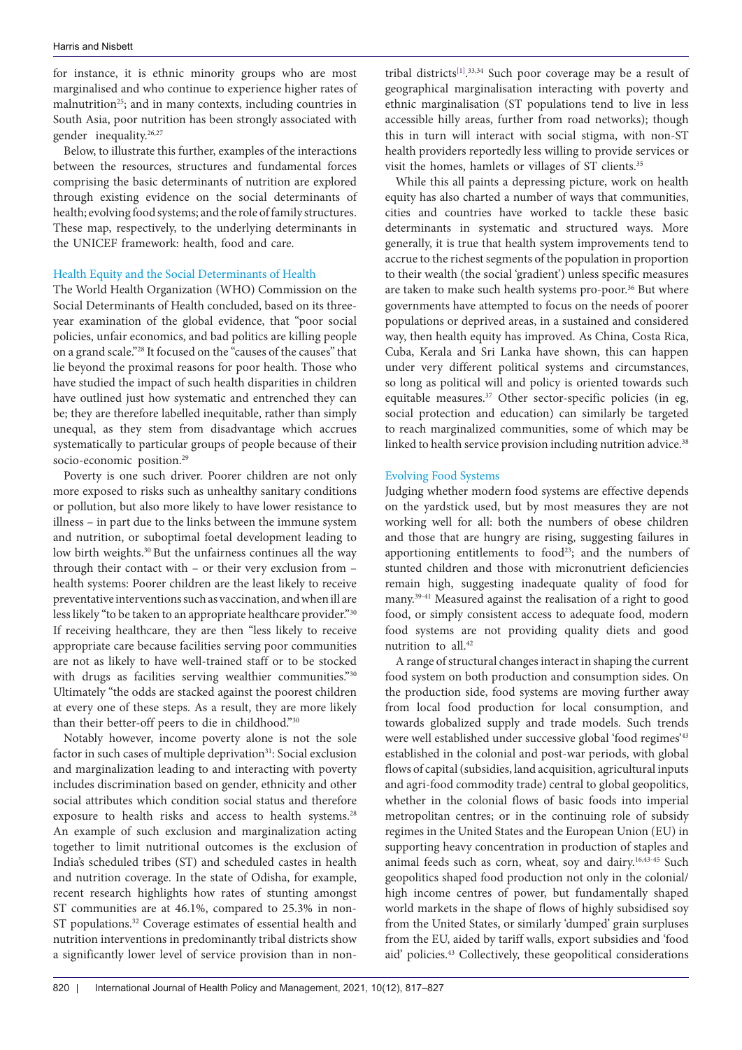for instance, it is ethnic minority groups who are most marginalised and who continue to experience higher rates of malnutrition[25]; and in many contexts, including countries in South Asia, poor nutrition has been strongly associated with gender inequality.[26,27]

Below, to illustrate this further, examples of the interactions between the resources, structures and fundamental forces comprising the basic determinants of nutrition are explored through existing evidence on the social determinants of health; evolving food systems; and the role of family structures. These map, respectively, to the underlying determinants in the UNICEF framework: health, food and care.

### Health Equity and the Social Determinants of Health

The World Health Organization (WHO) Commission on the Social Determinants of Health concluded, based on its three-year examination of the global evidence, that "poor social policies, unfair economics, and bad politics are killing people on a grand scale."[28] It focused on the "causes of the causes" that lie beyond the proximal reasons for poor health. Those who have studied the impact of such health disparities in children have outlined just how systematic and entrenched they can be; they are therefore labelled inequitable, rather than simply unequal, as they stem from disadvantage which accrues systematically to particular groups of people because of their socio-economic position.[29]

Poverty is one such driver. Poorer children are not only more exposed to risks such as unhealthy sanitary conditions or pollution, but also more likely to have lower resistance to illness – in part due to the links between the immune system and nutrition, or suboptimal foetal development leading to low birth weights.[30] But the unfairness continues all the way through their contact with – or their very exclusion from – health systems: Poorer children are the least likely to receive preventative interventions such as vaccination, and when ill are less likely "to be taken to an appropriate healthcare provider."[30] If receiving healthcare, they are then "less likely to receive appropriate care because facilities serving poor communities are not as likely to have well-trained staff or to be stocked with drugs as facilities serving wealthier communities."[30] Ultimately "the odds are stacked against the poorest children at every one of these steps. As a result, they are more likely than their better-off peers to die in childhood."[30]

Notably however, income poverty alone is not the sole factor in such cases of multiple deprivation[31]: Social exclusion and marginalization leading to and interacting with poverty includes discrimination based on gender, ethnicity and other social attributes which condition social status and therefore exposure to health risks and access to health systems.[28] An example of such exclusion and marginalization acting together to limit nutritional outcomes is the exclusion of India's scheduled tribes (ST) and scheduled castes in health and nutrition coverage. In the state of Odisha, for example, recent research highlights how rates of stunting amongst ST communities are at 46.1%, compared to 25.3% in non-ST populations.[32] Coverage estimates of essential health and nutrition interventions in predominantly tribal districts show a significantly lower level of service provision than in non-tribal districts[[1]].[33,34] Such poor coverage may be a result of geographical marginalisation interacting with poverty and ethnic marginalisation (ST populations tend to live in less accessible hilly areas, further from road networks); though this in turn will interact with social stigma, with non-ST health providers reportedly less willing to provide services or visit the homes, hamlets or villages of ST clients.[35]

While this all paints a depressing picture, work on health equity has also charted a number of ways that communities, cities and countries have worked to tackle these basic determinants in systematic and structured ways. More generally, it is true that health system improvements tend to accrue to the richest segments of the population in proportion to their wealth (the social 'gradient') unless specific measures are taken to make such health systems pro-poor.[36] But where governments have attempted to focus on the needs of poorer populations or deprived areas, in a sustained and considered way, then health equity has improved. As China, Costa Rica, Cuba, Kerala and Sri Lanka have shown, this can happen under very different political systems and circumstances, so long as political will and policy is oriented towards such equitable measures.[37] Other sector-specific policies (in eg, social protection and education) can similarly be targeted to reach marginalized communities, some of which may be linked to health service provision including nutrition advice.[38]

### Evolving Food Systems

Judging whether modern food systems are effective depends on the yardstick used, but by most measures they are not working well for all: both the numbers of obese children and those that are hungry are rising, suggesting failures in apportioning entitlements to food[23]; and the numbers of stunted children and those with micronutrient deficiencies remain high, suggesting inadequate quality of food for many.[39-41] Measured against the realisation of a right to good food, or simply consistent access to adequate food, modern food systems are not providing quality diets and good nutrition to all.[42]

A range of structural changes interact in shaping the current food system on both production and consumption sides. On the production side, food systems are moving further away from local food production for local consumption, and towards globalized supply and trade models. Such trends were well established under successive global 'food regimes'[43] established in the colonial and post-war periods, with global flows of capital (subsidies, land acquisition, agricultural inputs and agri-food commodity trade) central to global geopolitics, whether in the colonial flows of basic foods into imperial metropolitan centres; or in the continuing role of subsidy regimes in the United States and the European Union (EU) in supporting heavy concentration in production of staples and animal feeds such as corn, wheat, soy and dairy.[16,43-45] Such geopolitics shaped food production not only in the colonial/high income centres of power, but fundamentally shaped world markets in the shape of flows of highly subsidised soy from the United States, or similarly 'dumped' grain surpluses from the EU, aided by tariff walls, export subsidies and 'food aid' policies.[43] Collectively, these geopolitical considerations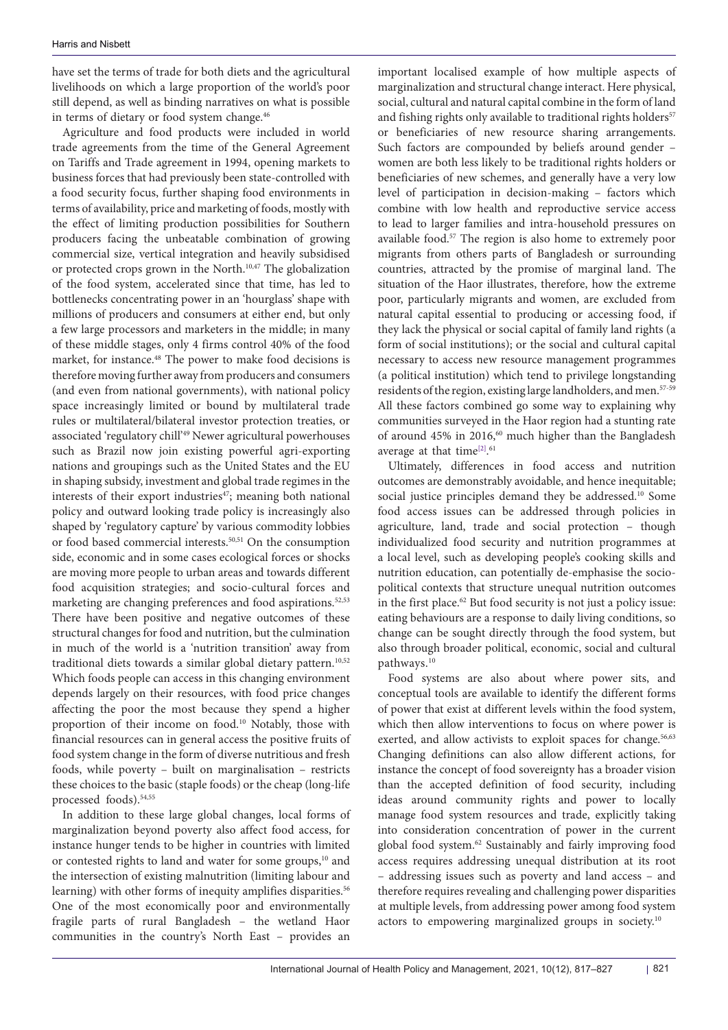have set the terms of trade for both diets and the agricultural livelihoods on which a large proportion of the world's poor still depend, as well as binding narratives on what is possible in terms of dietary or food system change.[46]

Agriculture and food products were included in world trade agreements from the time of the General Agreement on Tariffs and Trade agreement in 1994, opening markets to business forces that had previously been state-controlled with a food security focus, further shaping food environments in terms of availability, price and marketing of foods, mostly with the effect of limiting production possibilities for Southern producers facing the unbeatable combination of growing commercial size, vertical integration and heavily subsidised or protected crops grown in the North.[10,47] The globalization of the food system, accelerated since that time, has led to bottlenecks concentrating power in an 'hourglass' shape with millions of producers and consumers at either end, but only a few large processors and marketers in the middle; in many of these middle stages, only 4 firms control 40% of the food market, for instance.[48] The power to make food decisions is therefore moving further away from producers and consumers (and even from national governments), with national policy space increasingly limited or bound by multilateral trade rules or multilateral/bilateral investor protection treaties, or associated 'regulatory chill'[49] Newer agricultural powerhouses such as Brazil now join existing powerful agri-exporting nations and groupings such as the United States and the EU in shaping subsidy, investment and global trade regimes in the interests of their export industries[47]; meaning both national policy and outward looking trade policy is increasingly also shaped by 'regulatory capture' by various commodity lobbies or food based commercial interests.[50,51] On the consumption side, economic and in some cases ecological forces or shocks are moving more people to urban areas and towards different food acquisition strategies; and socio-cultural forces and marketing are changing preferences and food aspirations.[52,53] There have been positive and negative outcomes of these structural changes for food and nutrition, but the culmination in much of the world is a 'nutrition transition' away from traditional diets towards a similar global dietary pattern.[10,52] Which foods people can access in this changing environment depends largely on their resources, with food price changes affecting the poor the most because they spend a higher proportion of their income on food.[10] Notably, those with financial resources can in general access the positive fruits of food system change in the form of diverse nutritious and fresh foods, while poverty – built on marginalisation – restricts these choices to the basic (staple foods) or the cheap (long-life processed foods).[54,55]

In addition to these large global changes, local forms of marginalization beyond poverty also affect food access, for instance hunger tends to be higher in countries with limited or contested rights to land and water for some groups,[10] and the intersection of existing malnutrition (limiting labour and learning) with other forms of inequity amplifies disparities.[56] One of the most economically poor and environmentally fragile parts of rural Bangladesh – the wetland Haor communities in the country's North East – provides an important localised example of how multiple aspects of marginalization and structural change interact. Here physical, social, cultural and natural capital combine in the form of land and fishing rights only available to traditional rights holders[57] or beneficiaries of new resource sharing arrangements. Such factors are compounded by beliefs around gender – women are both less likely to be traditional rights holders or beneficiaries of new schemes, and generally have a very low level of participation in decision-making – factors which combine with low health and reproductive service access to lead to larger families and intra-household pressures on available food.[57] The region is also home to extremely poor migrants from others parts of Bangladesh or surrounding countries, attracted by the promise of marginal land. The situation of the Haor illustrates, therefore, how the extreme poor, particularly migrants and women, are excluded from natural capital essential to producing or accessing food, if they lack the physical or social capital of family land rights (a form of social institutions); or the social and cultural capital necessary to access new resource management programmes (a political institution) which tend to privilege longstanding residents of the region, existing large landholders, and men.[57-59] All these factors combined go some way to explaining why communities surveyed in the Haor region had a stunting rate of around 45% in 2016,[60] much higher than the Bangladesh average at that time[2].[61]

Ultimately, differences in food access and nutrition outcomes are demonstrably avoidable, and hence inequitable; social justice principles demand they be addressed.[10] Some food access issues can be addressed through policies in agriculture, land, trade and social protection – though individualized food security and nutrition programmes at a local level, such as developing people's cooking skills and nutrition education, can potentially de-emphasise the socio-political contexts that structure unequal nutrition outcomes in the first place.[62] But food security is not just a policy issue: eating behaviours are a response to daily living conditions, so change can be sought directly through the food system, but also through broader political, economic, social and cultural pathways.[10]

Food systems are also about where power sits, and conceptual tools are available to identify the different forms of power that exist at different levels within the food system, which then allow interventions to focus on where power is exerted, and allow activists to exploit spaces for change.[56,63] Changing definitions can also allow different actions, for instance the concept of food sovereignty has a broader vision than the accepted definition of food security, including ideas around community rights and power to locally manage food system resources and trade, explicitly taking into consideration concentration of power in the current global food system.[62] Sustainably and fairly improving food access requires addressing unequal distribution at its root – addressing issues such as poverty and land access – and therefore requires revealing and challenging power disparities at multiple levels, from addressing power among food system actors to empowering marginalized groups in society.[10]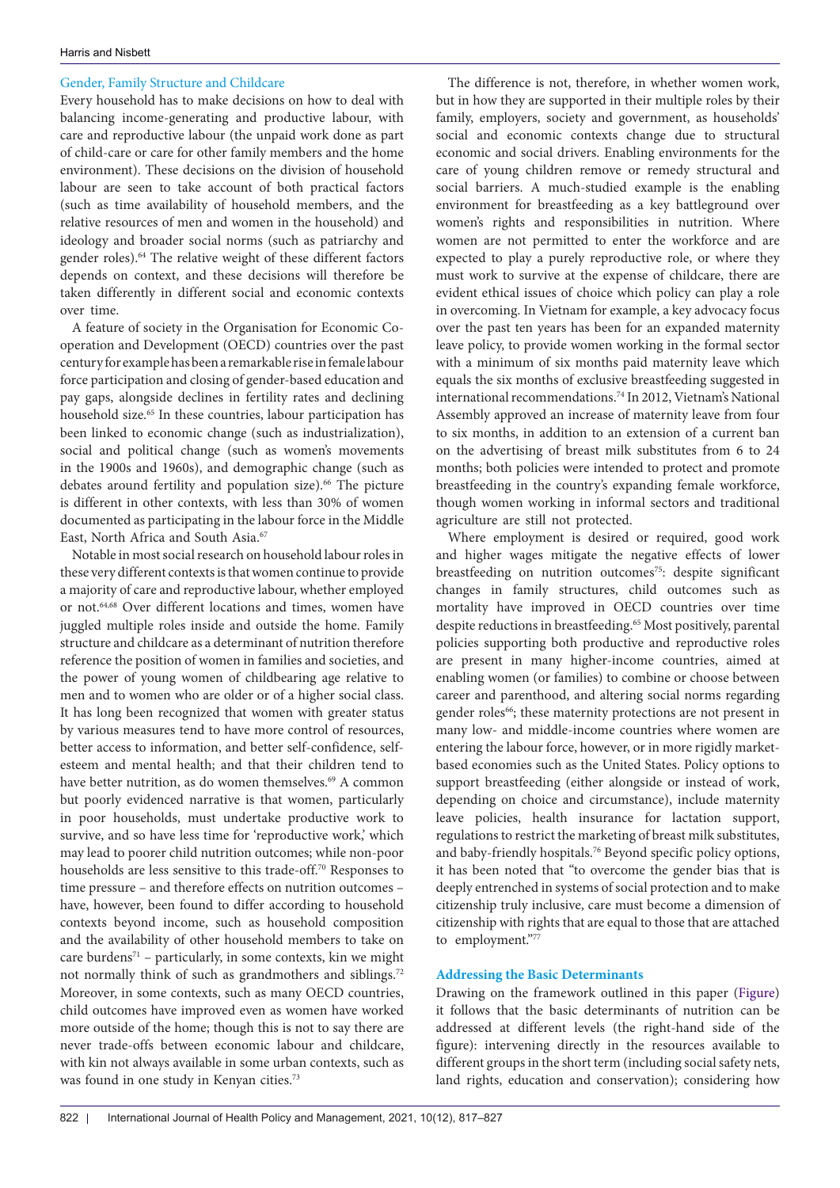### Gender, Family Structure and Childcare

Every household has to make decisions on how to deal with balancing income-generating and productive labour, with care and reproductive labour (the unpaid work done as part of child-care or care for other family members and the home environment). These decisions on the division of household labour are seen to take account of both practical factors (such as time availability of household members, and the relative resources of men and women in the household) and ideology and broader social norms (such as patriarchy and gender roles).[64] The relative weight of these different factors depends on context, and these decisions will therefore be taken differently in different social and economic contexts over time.

A feature of society in the Organisation for Economic Co-operation and Development (OECD) countries over the past century for example has been a remarkable rise in female labour force participation and closing of gender-based education and pay gaps, alongside declines in fertility rates and declining household size.[65] In these countries, labour participation has been linked to economic change (such as industrialization), social and political change (such as women's movements in the 1900s and 1960s), and demographic change (such as debates around fertility and population size).[66] The picture is different in other contexts, with less than 30% of women documented as participating in the labour force in the Middle East, North Africa and South Asia.[67]

Notable in most social research on household labour roles in these very different contexts is that women continue to provide a majority of care and reproductive labour, whether employed or not.[64,68] Over different locations and times, women have juggled multiple roles inside and outside the home. Family structure and childcare as a determinant of nutrition therefore reference the position of women in families and societies, and the power of young women of childbearing age relative to men and to women who are older or of a higher social class. It has long been recognized that women with greater status by various measures tend to have more control of resources, better access to information, and better self-confidence, self-esteem and mental health; and that their children tend to have better nutrition, as do women themselves.[69] A common but poorly evidenced narrative is that women, particularly in poor households, must undertake productive work to survive, and so have less time for 'reproductive work,' which may lead to poorer child nutrition outcomes; while non-poor households are less sensitive to this trade-off.[70] Responses to time pressure – and therefore effects on nutrition outcomes – have, however, been found to differ according to household contexts beyond income, such as household composition and the availability of other household members to take on care burdens[71] – particularly, in some contexts, kin we might not normally think of such as grandmothers and siblings.[72] Moreover, in some contexts, such as many OECD countries, child outcomes have improved even as women have worked more outside of the home; though this is not to say there are never trade-offs between economic labour and childcare, with kin not always available in some urban contexts, such as was found in one study in Kenyan cities.[73]

The difference is not, therefore, in whether women work, but in how they are supported in their multiple roles by their family, employers, society and government, as households' social and economic contexts change due to structural economic and social drivers. Enabling environments for the care of young children remove or remedy structural and social barriers. A much-studied example is the enabling environment for breastfeeding as a key battleground over women's rights and responsibilities in nutrition. Where women are not permitted to enter the workforce and are expected to play a purely reproductive role, or where they must work to survive at the expense of childcare, there are evident ethical issues of choice which policy can play a role in overcoming. In Vietnam for example, a key advocacy focus over the past ten years has been for an expanded maternity leave policy, to provide women working in the formal sector with a minimum of six months paid maternity leave which equals the six months of exclusive breastfeeding suggested in international recommendations.[74] In 2012, Vietnam's National Assembly approved an increase of maternity leave from four to six months, in addition to an extension of a current ban on the advertising of breast milk substitutes from 6 to 24 months; both policies were intended to protect and promote breastfeeding in the country's expanding female workforce, though women working in informal sectors and traditional agriculture are still not protected.

Where employment is desired or required, good work and higher wages mitigate the negative effects of lower breastfeeding on nutrition outcomes[75]: despite significant changes in family structures, child outcomes such as mortality have improved in OECD countries over time despite reductions in breastfeeding.[65] Most positively, parental policies supporting both productive and reproductive roles are present in many higher-income countries, aimed at enabling women (or families) to combine or choose between career and parenthood, and altering social norms regarding gender roles[66]; these maternity protections are not present in many low- and middle-income countries where women are entering the labour force, however, or in more rigidly market-based economies such as the United States. Policy options to support breastfeeding (either alongside or instead of work, depending on choice and circumstance), include maternity leave policies, health insurance for lactation support, regulations to restrict the marketing of breast milk substitutes, and baby-friendly hospitals.[76] Beyond specific policy options, it has been noted that "to overcome the gender bias that is deeply entrenched in systems of social protection and to make citizenship truly inclusive, care must become a dimension of citizenship with rights that are equal to those that are attached to employment."[77]

### Addressing the Basic Determinants

Drawing on the framework outlined in this paper (Figure) it follows that the basic determinants of nutrition can be addressed at different levels (the right-hand side of the figure): intervening directly in the resources available to different groups in the short term (including social safety nets, land rights, education and conservation); considering how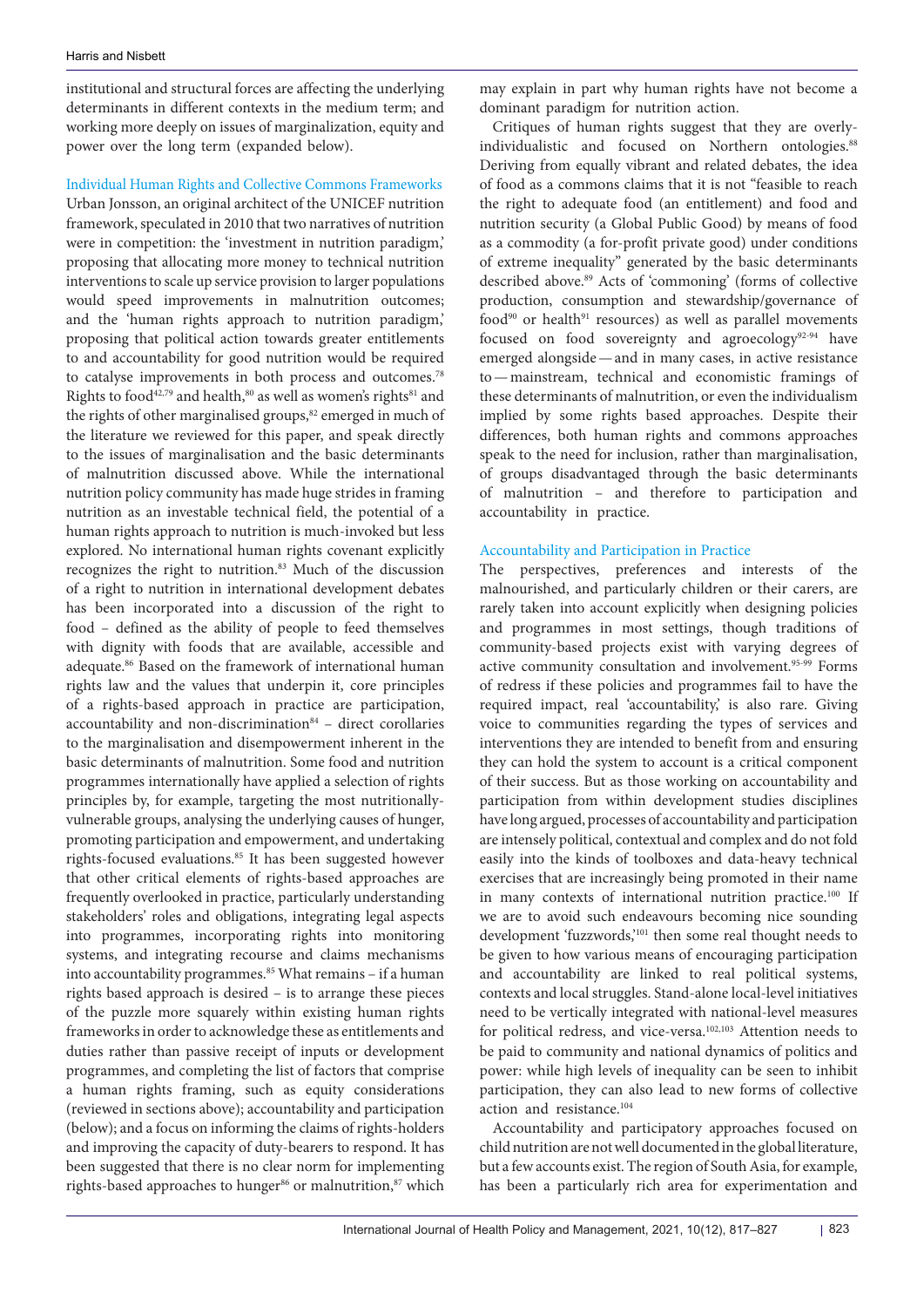institutional and structural forces are affecting the underlying determinants in different contexts in the medium term; and working more deeply on issues of marginalization, equity and power over the long term (expanded below).

### Individual Human Rights and Collective Commons Frameworks

Urban Jonsson, an original architect of the UNICEF nutrition framework, speculated in 2010 that two narratives of nutrition were in competition: the 'investment in nutrition paradigm,' proposing that allocating more money to technical nutrition interventions to scale up service provision to larger populations would speed improvements in malnutrition outcomes; and the 'human rights approach to nutrition paradigm,' proposing that political action towards greater entitlements to and accountability for good nutrition would be required to catalyse improvements in both process and outcomes.[78] Rights to food[42,79] and health,[80] as well as women's rights[81] and the rights of other marginalised groups,[82] emerged in much of the literature we reviewed for this paper, and speak directly to the issues of marginalisation and the basic determinants of malnutrition discussed above. While the international nutrition policy community has made huge strides in framing nutrition as an investable technical field, the potential of a human rights approach to nutrition is much-invoked but less explored. No international human rights covenant explicitly recognizes the right to nutrition.[83] Much of the discussion of a right to nutrition in international development debates has been incorporated into a discussion of the right to food – defined as the ability of people to feed themselves with dignity with foods that are available, accessible and adequate.[86] Based on the framework of international human rights law and the values that underpin it, core principles of a rights-based approach in practice are participation, accountability and non-discrimination[84] – direct corollaries to the marginalisation and disempowerment inherent in the basic determinants of malnutrition. Some food and nutrition programmes internationally have applied a selection of rights principles by, for example, targeting the most nutritionally-vulnerable groups, analysing the underlying causes of hunger, promoting participation and empowerment, and undertaking rights-focused evaluations.[85] It has been suggested however that other critical elements of rights-based approaches are frequently overlooked in practice, particularly understanding stakeholders' roles and obligations, integrating legal aspects into programmes, incorporating rights into monitoring systems, and integrating recourse and claims mechanisms into accountability programmes.[85] What remains – if a human rights based approach is desired – is to arrange these pieces of the puzzle more squarely within existing human rights frameworks in order to acknowledge these as entitlements and duties rather than passive receipt of inputs or development programmes, and completing the list of factors that comprise a human rights framing, such as equity considerations (reviewed in sections above); accountability and participation (below); and a focus on informing the claims of rights-holders and improving the capacity of duty-bearers to respond. It has been suggested that there is no clear norm for implementing rights-based approaches to hunger[86] or malnutrition,[87] which may explain in part why human rights have not become a dominant paradigm for nutrition action.

Critiques of human rights suggest that they are overly-individualistic and focused on Northern ontologies.[88] Deriving from equally vibrant and related debates, the idea of food as a commons claims that it is not "feasible to reach the right to adequate food (an entitlement) and food and nutrition security (a Global Public Good) by means of food as a commodity (a for-profit private good) under conditions of extreme inequality" generated by the basic determinants described above.[89] Acts of 'commoning' (forms of collective production, consumption and stewardship/governance of food[90] or health[91] resources) as well as parallel movements focused on food sovereignty and agroecology[92-94] have emerged alongside—and in many cases, in active resistance to—mainstream, technical and economistic framings of these determinants of malnutrition, or even the individualism implied by some rights based approaches. Despite their differences, both human rights and commons approaches speak to the need for inclusion, rather than marginalisation, of groups disadvantaged through the basic determinants of malnutrition – and therefore to participation and accountability in practice.

### Accountability and Participation in Practice

The perspectives, preferences and interests of the malnourished, and particularly children or their carers, are rarely taken into account explicitly when designing policies and programmes in most settings, though traditions of community-based projects exist with varying degrees of active community consultation and involvement.[95-99] Forms of redress if these policies and programmes fail to have the required impact, real 'accountability,' is also rare. Giving voice to communities regarding the types of services and interventions they are intended to benefit from and ensuring they can hold the system to account is a critical component of their success. But as those working on accountability and participation from within development studies disciplines have long argued, processes of accountability and participation are intensely political, contextual and complex and do not fold easily into the kinds of toolboxes and data-heavy technical exercises that are increasingly being promoted in their name in many contexts of international nutrition practice.[100] If we are to avoid such endeavours becoming nice sounding development 'fuzzwords,'[101] then some real thought needs to be given to how various means of encouraging participation and accountability are linked to real political systems, contexts and local struggles. Stand-alone local-level initiatives need to be vertically integrated with national-level measures for political redress, and vice-versa.[102,103] Attention needs to be paid to community and national dynamics of politics and power: while high levels of inequality can be seen to inhibit participation, they can also lead to new forms of collective action and resistance.[104]

Accountability and participatory approaches focused on child nutrition are not well documented in the global literature, but a few accounts exist. The region of South Asia, for example, has been a particularly rich area for experimentation and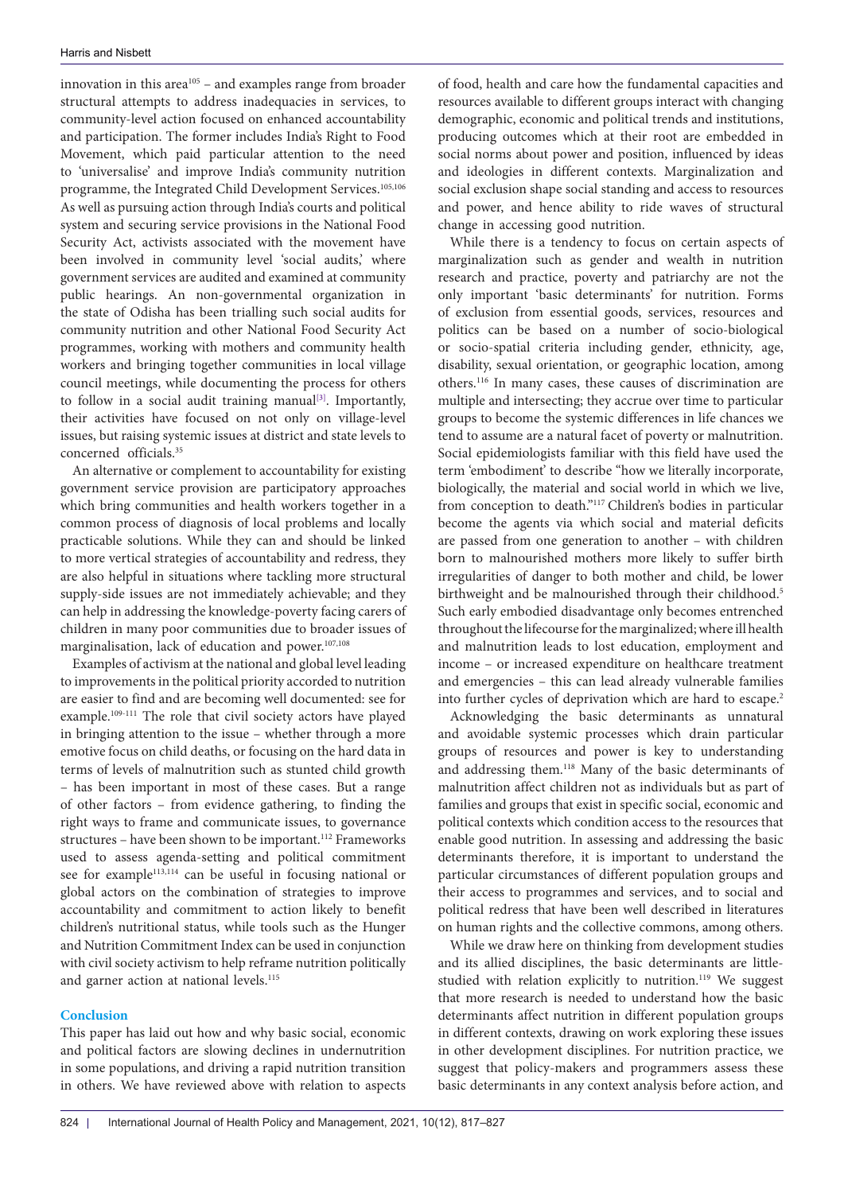innovation in this area[105] – and examples range from broader structural attempts to address inadequacies in services, to community-level action focused on enhanced accountability and participation. The former includes India's Right to Food Movement, which paid particular attention to the need to 'universalise' and improve India's community nutrition programme, the Integrated Child Development Services.[105,106] As well as pursuing action through India's courts and political system and securing service provisions in the National Food Security Act, activists associated with the movement have been involved in community level 'social audits,' where government services are audited and examined at community public hearings. An non-governmental organization in the state of Odisha has been trialling such social audits for community nutrition and other National Food Security Act programmes, working with mothers and community health workers and bringing together communities in local village council meetings, while documenting the process for others to follow in a social audit training manual[3]. Importantly, their activities have focused on not only on village-level issues, but raising systemic issues at district and state levels to concerned officials.[35]

An alternative or complement to accountability for existing government service provision are participatory approaches which bring communities and health workers together in a common process of diagnosis of local problems and locally practicable solutions. While they can and should be linked to more vertical strategies of accountability and redress, they are also helpful in situations where tackling more structural supply-side issues are not immediately achievable; and they can help in addressing the knowledge-poverty facing carers of children in many poor communities due to broader issues of marginalisation, lack of education and power.[107,108]

Examples of activism at the national and global level leading to improvements in the political priority accorded to nutrition are easier to find and are becoming well documented: see for example.[109-111] The role that civil society actors have played in bringing attention to the issue – whether through a more emotive focus on child deaths, or focusing on the hard data in terms of levels of malnutrition such as stunted child growth – has been important in most of these cases. But a range of other factors – from evidence gathering, to finding the right ways to frame and communicate issues, to governance structures – have been shown to be important.[112] Frameworks used to assess agenda-setting and political commitment see for example[113,114] can be useful in focusing national or global actors on the combination of strategies to improve accountability and commitment to action likely to benefit children's nutritional status, while tools such as the Hunger and Nutrition Commitment Index can be used in conjunction with civil society activism to help reframe nutrition politically and garner action at national levels.[115]

## Conclusion

This paper has laid out how and why basic social, economic and political factors are slowing declines in undernutrition in some populations, and driving a rapid nutrition transition in others. We have reviewed above with relation to aspects of food, health and care how the fundamental capacities and resources available to different groups interact with changing demographic, economic and political trends and institutions, producing outcomes which at their root are embedded in social norms about power and position, influenced by ideas and ideologies in different contexts. Marginalization and social exclusion shape social standing and access to resources and power, and hence ability to ride waves of structural change in accessing good nutrition.

While there is a tendency to focus on certain aspects of marginalization such as gender and wealth in nutrition research and practice, poverty and patriarchy are not the only important 'basic determinants' for nutrition. Forms of exclusion from essential goods, services, resources and politics can be based on a number of socio-biological or socio-spatial criteria including gender, ethnicity, age, disability, sexual orientation, or geographic location, among others.[116] In many cases, these causes of discrimination are multiple and intersecting; they accrue over time to particular groups to become the systemic differences in life chances we tend to assume are a natural facet of poverty or malnutrition. Social epidemiologists familiar with this field have used the term 'embodiment' to describe "how we literally incorporate, biologically, the material and social world in which we live, from conception to death."[117] Children's bodies in particular become the agents via which social and material deficits are passed from one generation to another – with children born to malnourished mothers more likely to suffer birth irregularities of danger to both mother and child, be lower birthweight and be malnourished through their childhood.[5] Such early embodied disadvantage only becomes entrenched throughout the lifecourse for the marginalized; where ill health and malnutrition leads to lost education, employment and income – or increased expenditure on healthcare treatment and emergencies – this can lead already vulnerable families into further cycles of deprivation which are hard to escape.[2]

Acknowledging the basic determinants as unnatural and avoidable systemic processes which drain particular groups of resources and power is key to understanding and addressing them.[118] Many of the basic determinants of malnutrition affect children not as individuals but as part of families and groups that exist in specific social, economic and political contexts which condition access to the resources that enable good nutrition. In assessing and addressing the basic determinants therefore, it is important to understand the particular circumstances of different population groups and their access to programmes and services, and to social and political redress that have been well described in literatures on human rights and the collective commons, among others.

While we draw here on thinking from development studies and its allied disciplines, the basic determinants are little-studied with relation explicitly to nutrition.[119] We suggest that more research is needed to understand how the basic determinants affect nutrition in different population groups in different contexts, drawing on work exploring these issues in other development disciplines. For nutrition practice, we suggest that policy-makers and programmers assess these basic determinants in any context analysis before action, and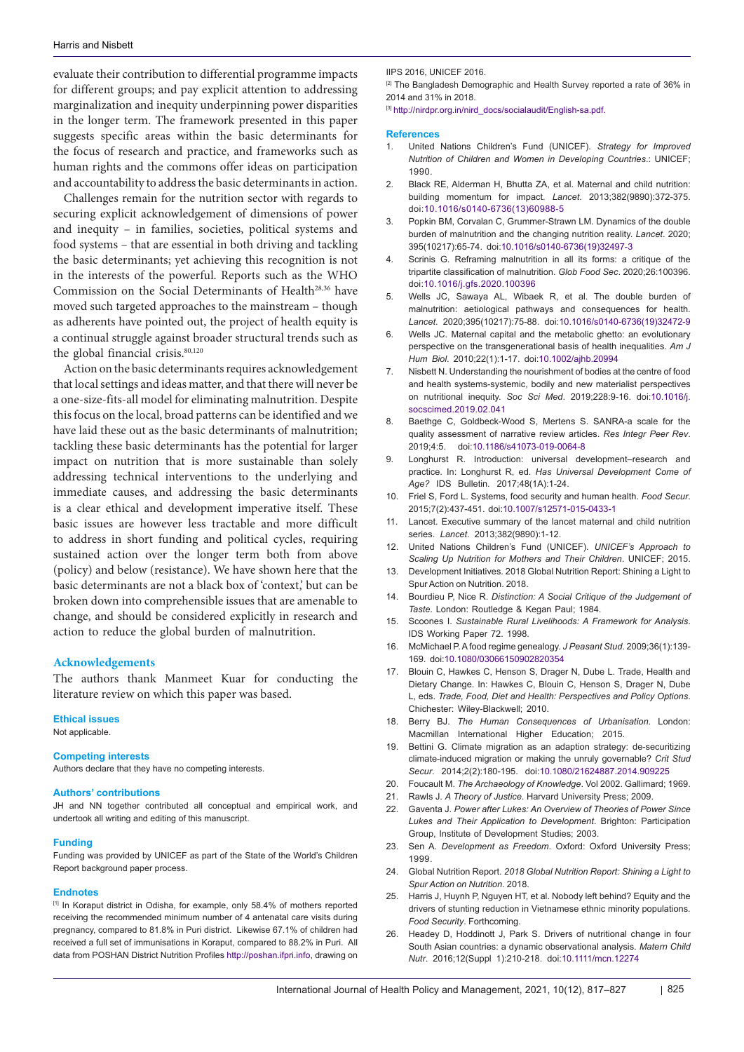evaluate their contribution to differential programme impacts for different groups; and pay explicit attention to addressing marginalization and inequity underpinning power disparities in the longer term. The framework presented in this paper suggests specific areas within the basic determinants for the focus of research and practice, and frameworks such as human rights and the commons offer ideas on participation and accountability to address the basic determinants in action.

Challenges remain for the nutrition sector with regards to securing explicit acknowledgement of dimensions of power and inequity – in families, societies, political systems and food systems – that are essential in both driving and tackling the basic determinants; yet achieving this recognition is not in the interests of the powerful. Reports such as the WHO Commission on the Social Determinants of Health[28,36] have moved such targeted approaches to the mainstream – though as adherents have pointed out, the project of health equity is a continual struggle against broader structural trends such as the global financial crisis.[80,120]

Action on the basic determinants requires acknowledgement that local settings and ideas matter, and that there will never be a one-size-fits-all model for eliminating malnutrition. Despite this focus on the local, broad patterns can be identified and we have laid these out as the basic determinants of malnutrition; tackling these basic determinants has the potential for larger impact on nutrition that is more sustainable than solely addressing technical interventions to the underlying and immediate causes, and addressing the basic determinants is a clear ethical and development imperative itself. These basic issues are however less tractable and more difficult to address in short funding and political cycles, requiring sustained action over the longer term both from above (policy) and below (resistance). We have shown here that the basic determinants are not a black box of 'context,' but can be broken down into comprehensible issues that are amenable to change, and should be considered explicitly in research and action to reduce the global burden of malnutrition.

## Acknowledgements

The authors thank Manmeet Kuar for conducting the literature review on which this paper was based.

### Ethical issues

Not applicable.

### Competing interests

Authors declare that they have no competing interests.

### Authors' contributions

JH and NN together contributed all conceptual and empirical work, and undertook all writing and editing of this manuscript.

### Funding

Funding was provided by UNICEF as part of the State of the World's Children Report background paper process.

### Endnotes

[1] In Koraput district in Odisha, for example, only 58.4% of mothers reported receiving the recommended minimum number of 4 antenatal care visits during pregnancy, compared to 81.8% in Puri district. Likewise 67.1% of children had received a full set of immunisations in Koraput, compared to 88.2% in Puri. All data from POSHAN District Nutrition Profiles http://poshan.ifpri.info, drawing on IIPS 2016, UNICEF 2016.

[2] The Bangladesh Demographic and Health Survey reported a rate of 36% in 2014 and 31% in 2018.

[3] http://nirdpr.org.in/nird_docs/socialaudit/English-sa.pdf.

### References

1. United Nations Children's Fund (UNICEF). *Strategy for Improved Nutrition of Children and Women in Developing Countries*.: UNICEF; 1990.
2. Black RE, Alderman H, Bhutta ZA, et al. Maternal and child nutrition: building momentum for impact. *Lancet*. 2013;382(9890):372-375. doi:10.1016/s0140-6736(13)60988-5
3. Popkin BM, Corvalan C, Grummer-Strawn LM. Dynamics of the double burden of malnutrition and the changing nutrition reality. *Lancet*. 2020; 395(10217):65-74. doi:10.1016/s0140-6736(19)32497-3
4. Scrinis G. Reframing malnutrition in all its forms: a critique of the tripartite classification of malnutrition. *Glob Food Sec*. 2020;26:100396. doi:10.1016/j.gfs.2020.100396
5. Wells JC, Sawaya AL, Wibaek R, et al. The double burden of malnutrition: aetiological pathways and consequences for health. *Lancet*. 2020;395(10217):75-88. doi:10.1016/s0140-6736(19)32472-9
6. Wells JC. Maternal capital and the metabolic ghetto: an evolutionary perspective on the transgenerational basis of health inequalities. *Am J Hum Biol*. 2010;22(1):1-17. doi:10.1002/ajhb.20994
7. Nisbett N. Understanding the nourishment of bodies at the centre of food and health systems-systemic, bodily and new materialist perspectives on nutritional inequity. *Soc Sci Med*. 2019;228:9-16. doi:10.1016/j.socscimed.2019.02.041
8. Baethge C, Goldbeck-Wood S, Mertens S. SANRA-a scale for the quality assessment of narrative review articles. *Res Integr Peer Rev*. 2019;4:5. doi:10.1186/s41073-019-0064-8
9. Longhurst R. Introduction: universal development–research and practice. In: Longhurst R, ed. *Has Universal Development Come of Age?* IDS Bulletin. 2017;48(1A):1-24.
10. Friel S, Ford L. Systems, food security and human health. *Food Secur*. 2015;7(2):437-451. doi:10.1007/s12571-015-0433-1
11. Lancet. Executive summary of the lancet maternal and child nutrition series. *Lancet*. 2013;382(9890):1-12.
12. United Nations Children's Fund (UNICEF). *UNICEF's Approach to Scaling Up Nutrition for Mothers and Their Children*. UNICEF; 2015.
13. Development Initiatives. 2018 Global Nutrition Report: Shining a Light to Spur Action on Nutrition. 2018.
14. Bourdieu P, Nice R. *Distinction: A Social Critique of the Judgement of Taste*. London: Routledge & Kegan Paul; 1984.
15. Scoones I. *Sustainable Rural Livelihoods: A Framework for Analysis*. IDS Working Paper 72. 1998.
16. McMichael P. A food regime genealogy. *J Peasant Stud*. 2009;36(1):139-169. doi:10.1080/03066150902820354
17. Blouin C, Hawkes C, Henson S, Drager N, Dube L. Trade, Health and Dietary Change. In: Hawkes C, Blouin C, Henson S, Drager N, Dube L, eds. *Trade, Food, Diet and Health: Perspectives and Policy Options*. Chichester: Wiley-Blackwell; 2010.
18. Berry BJ. *The Human Consequences of Urbanisation*. London: Macmillan International Higher Education; 2015.
19. Bettini G. Climate migration as an adaption strategy: de-securitizing climate-induced migration or making the unruly governable? *Crit Stud Secur*. 2014;2(2):180-195. doi:10.1080/21624887.2014.909225
20. Foucault M. *The Archaeology of Knowledge*. Vol 2002. Gallimard; 1969.
21. Rawls J. *A Theory of Justice*. Harvard University Press; 2009.
22. Gaventa J. *Power after Lukes: An Overview of Theories of Power Since Lukes and Their Application to Development*. Brighton: Participation Group, Institute of Development Studies; 2003.
23. Sen A. *Development as Freedom*. Oxford: Oxford University Press; 1999.
24. Global Nutrition Report. *2018 Global Nutrition Report: Shining a Light to Spur Action on Nutrition*. 2018.
25. Harris J, Huynh P, Nguyen HT, et al. Nobody left behind? Equity and the drivers of stunting reduction in Vietnamese ethnic minority populations. *Food Security*. Forthcoming.
26. Headey D, Hoddinott J, Park S. Drivers of nutritional change in four South Asian countries: a dynamic observational analysis. *Matern Child Nutr*. 2016;12(Suppl 1):210-218. doi:10.1111/mcn.12274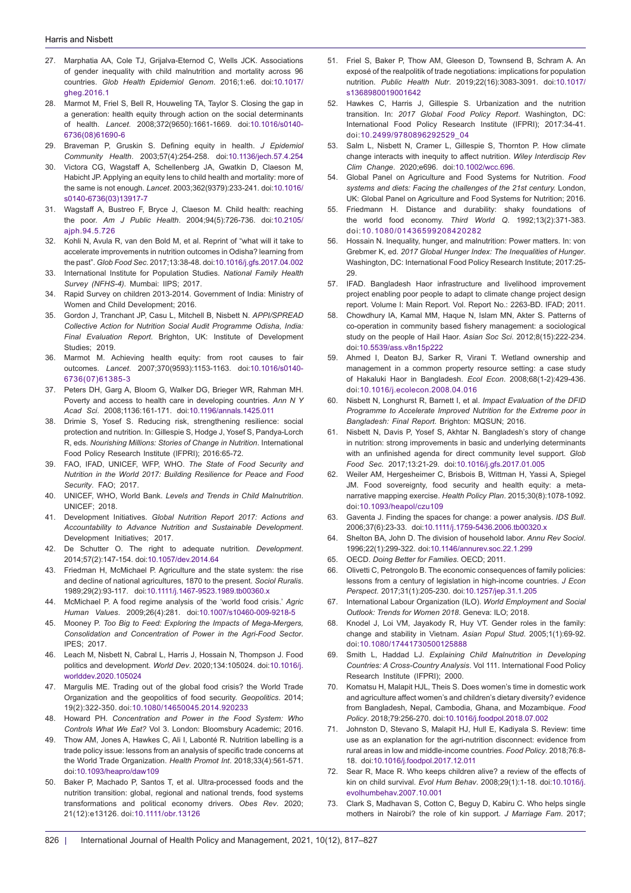27. Marphatia AA, Cole TJ, Grijalva-Eternod C, Wells JCK. Associations of gender inequality with child malnutrition and mortality across 96 countries. *Glob Health Epidemiol Genom*. 2016;1:e6. doi:10.1017/gheg.2016.1
28. Marmot M, Friel S, Bell R, Houweling TA, Taylor S. Closing the gap in a generation: health equity through action on the social determinants of health. *Lancet*. 2008;372(9650):1661-1669. doi:10.1016/s0140-6736(08)61690-6
29. Braveman P, Gruskin S. Defining equity in health. *J Epidemiol Community Health*. 2003;57(4):254-258. doi:10.1136/jech.57.4.254
30. Victora CG, Wagstaff A, Schellenberg JA, Gwatkin D, Claeson M, Habicht JP. Applying an equity lens to child health and mortality: more of the same is not enough. *Lancet*. 2003;362(9379):233-241. doi:10.1016/s0140-6736(03)13917-7
31. Wagstaff A, Bustreo F, Bryce J, Claeson M. Child health: reaching the poor. *Am J Public Health*. 2004;94(5):726-736. doi:10.2105/ajph.94.5.726
32. Kohli N, Avula R, van den Bold M, et al. Reprint of "what will it take to accelerate improvements in nutrition outcomes in Odisha? learning from the past". *Glob Food Sec*. 2017;13:38-48. doi:10.1016/j.gfs.2017.04.002
33. International Institute for Population Studies. *National Family Health Survey (NFHS-4)*. Mumbai: IIPS; 2017.
34. Rapid Survey on children 2013-2014. Government of India: Ministry of Women and Child Development; 2016.
35. Gordon J, Tranchant JP, Casu L, Mitchell B, Nisbett N. *APPI/SPREAD Collective Action for Nutrition Social Audit Programme Odisha, India: Final Evaluation Report*. Brighton, UK: Institute of Development Studies; 2019.
36. Marmot M. Achieving health equity: from root causes to fair outcomes. *Lancet*. 2007;370(9593):1153-1163. doi:10.1016/s0140-6736(07)61385-3
37. Peters DH, Garg A, Bloom G, Walker DG, Brieger WR, Rahman MH. Poverty and access to health care in developing countries. *Ann N Y Acad Sci*. 2008;1136:161-171. doi:10.1196/annals.1425.011
38. Drimie S, Yosef S. Reducing risk, strengthening resilience: social protection and nutrition. In: Gillespie S, Hodge J, Yosef S, Pandya-Lorch R, eds. *Nourishing Millions: Stories of Change in Nutrition*. International Food Policy Research Institute (IFPRI); 2016:65-72.
39. FAO, IFAD, UNICEF, WFP, WHO. *The State of Food Security and Nutrition in the World 2017: Building Resilience for Peace and Food Security*. FAO; 2017.
40. UNICEF, WHO, World Bank. *Levels and Trends in Child Malnutrition*. UNICEF; 2018.
41. Development Initiatives. *Global Nutrition Report 2017: Actions and Accountability to Advance Nutrition and Sustainable Development*. Development Initiatives; 2017.
42. De Schutter O. The right to adequate nutrition. *Development*. 2014;57(2):147-154. doi:10.1057/dev.2014.64
43. Friedman H, McMichael P. Agriculture and the state system: the rise and decline of national agricultures, 1870 to the present. *Sociol Ruralis*. 1989;29(2):93-117. doi:10.1111/j.1467-9523.1989.tb00360.x
44. McMichael P. A food regime analysis of the 'world food crisis.' *Agric Human Values*. 2009;26(4):281. doi:10.1007/s10460-009-9218-5
45. Mooney P. *Too Big to Feed: Exploring the Impacts of Mega-Mergers, Consolidation and Concentration of Power in the Agri-Food Sector*. IPES; 2017.
46. Leach M, Nisbett N, Cabral L, Harris J, Hossain N, Thompson J. Food politics and development. *World Dev*. 2020;134:105024. doi:10.1016/j.worlddev.2020.105024
47. Margulis ME. Trading out of the global food crisis? the World Trade Organization and the geopolitics of food security. *Geopolitics*. 2014; 19(2):322-350. doi:10.1080/14650045.2014.920233
48. Howard PH. *Concentration and Power in the Food System: Who Controls What We Eat?* Vol 3. London: Bloomsbury Academic; 2016.
49. Thow AM, Jones A, Hawkes C, Ali I, Labonté R. Nutrition labelling is a trade policy issue: lessons from an analysis of specific trade concerns at the World Trade Organization. *Health Promot Int*. 2018;33(4):561-571. doi:10.1093/heapro/daw109
50. Baker P, Machado P, Santos T, et al. Ultra-processed foods and the nutrition transition: global, regional and national trends, food systems transformations and political economy drivers. *Obes Rev*. 2020; 21(12):e13126. doi:10.1111/obr.13126
51. Friel S, Baker P, Thow AM, Gleeson D, Townsend B, Schram A. An exposé of the realpolitik of trade negotiations: implications for population nutrition. *Public Health Nutr*. 2019;22(16):3083-3091. doi:10.1017/s1368980019001642
52. Hawkes C, Harris J, Gillespie S. Urbanization and the nutrition transition. In: *2017 Global Food Policy Report*. Washington, DC: International Food Policy Research Institute (IFPRI); 2017:34-41. doi:10.2499/9780896292529_04
53. Salm L, Nisbett N, Cramer L, Gillespie S, Thornton P. How climate change interacts with inequity to affect nutrition. *Wiley Interdiscip Rev Clim Change*. 2020;e696. doi:10.1002/wcc.696.
54. Global Panel on Agriculture and Food Systems for Nutrition. *Food systems and diets: Facing the challenges of the 21st century.* London, UK: Global Panel on Agriculture and Food Systems for Nutrition; 2016.
55. Friedmann H. Distance and durability: shaky foundations of the world food economy. *Third World Q*. 1992;13(2):371-383. doi:10.1080/01436599208420282
56. Hossain N. Inequality, hunger, and malnutrition: Power matters. In: von Grebmer K, ed. *2017 Global Hunger Index: The Inequalities of Hunger*. Washington, DC: International Food Policy Research Institute; 2017:25-29.
57. IFAD. Bangladesh Haor infrastructure and livelihood improvement project enabling poor people to adapt to climate change project design report. Volume I: Main Report. Vol. Report No.: 2263-BD. IFAD; 2011.
58. Chowdhury IA, Kamal MM, Haque N, Islam MN, Akter S. Patterns of co-operation in community based fishery management: a sociological study on the people of Hail Haor. *Asian Soc Sci*. 2012;8(15):222-234. doi:10.5539/ass.v8n15p222
59. Ahmed I, Deaton BJ, Sarker R, Virani T. Wetland ownership and management in a common property resource setting: a case study of Hakaluki Haor in Bangladesh. *Ecol Econ*. 2008;68(1-2):429-436. doi:10.1016/j.ecolecon.2008.04.016
60. Nisbett N, Longhurst R, Barnett I, et al. *Impact Evaluation of the DFID Programme to Accelerate Improved Nutrition for the Extreme poor in Bangladesh: Final Report.* Brighton: MQSUN; 2016.
61. Nisbett N, Davis P, Yosef S, Akhtar N. Bangladesh's story of change in nutrition: strong improvements in basic and underlying determinants with an unfinished agenda for direct community level support. *Glob Food Sec*. 2017;13:21-29. doi:10.1016/j.gfs.2017.01.005
62. Weiler AM, Hergesheimer C, Brisbois B, Wittman H, Yassi A, Spiegel JM. Food sovereignty, food security and health equity: a meta-narrative mapping exercise. *Health Policy Plan*. 2015;30(8):1078-1092. doi:10.1093/heapol/czu109
63. Gaventa J. Finding the spaces for change: a power analysis. *IDS Bull*. 2006;37(6):23-33. doi:10.1111/j.1759-5436.2006.tb00320.x
64. Shelton BA, John D. The division of household labor. *Annu Rev Sociol*. 1996;22(1):299-322. doi:10.1146/annurev.soc.22.1.299
65. OECD. *Doing Better for Families*. OECD; 2011.
66. Olivetti C, Petrongolo B. The economic consequences of family policies: lessons from a century of legislation in high-income countries. *J Econ Perspect*. 2017;31(1):205-230. doi:10.1257/jep.31.1.205
67. International Labour Organization (ILO). *World Employment and Social Outlook: Trends for Women 2018*. Geneva: ILO; 2018.
68. Knodel J, Loi VM, Jayakody R, Huy VT. Gender roles in the family: change and stability in Vietnam. *Asian Popul Stud*. 2005;1(1):69-92. doi:10.1080/17441730500125888
69. Smith L, Haddad LJ. *Explaining Child Malnutrition in Developing Countries: A Cross-Country Analysis*. Vol 111. International Food Policy Research Institute (IFPRI); 2000.
70. Komatsu H, Malapit HJL, Theis S. Does women's time in domestic work and agriculture affect women's and children's dietary diversity? evidence from Bangladesh, Nepal, Cambodia, Ghana, and Mozambique. *Food Policy*. 2018;79:256-270. doi:10.1016/j.foodpol.2018.07.002
71. Johnston D, Stevano S, Malapit HJ, Hull E, Kadiyala S. Review: time use as an explanation for the agri-nutrition disconnect: evidence from rural areas in low and middle-income countries. *Food Policy*. 2018;76:8-18. doi:10.1016/j.foodpol.2017.12.011
72. Sear R, Mace R. Who keeps children alive? a review of the effects of kin on child survival. *Evol Hum Behav*. 2008;29(1):1-18. doi:10.1016/j.evolhumbehav.2007.10.001
73. Clark S, Madhavan S, Cotton C, Beguy D, Kabiru C. Who helps single mothers in Nairobi? the role of kin support. *J Marriage Fam*. 2017;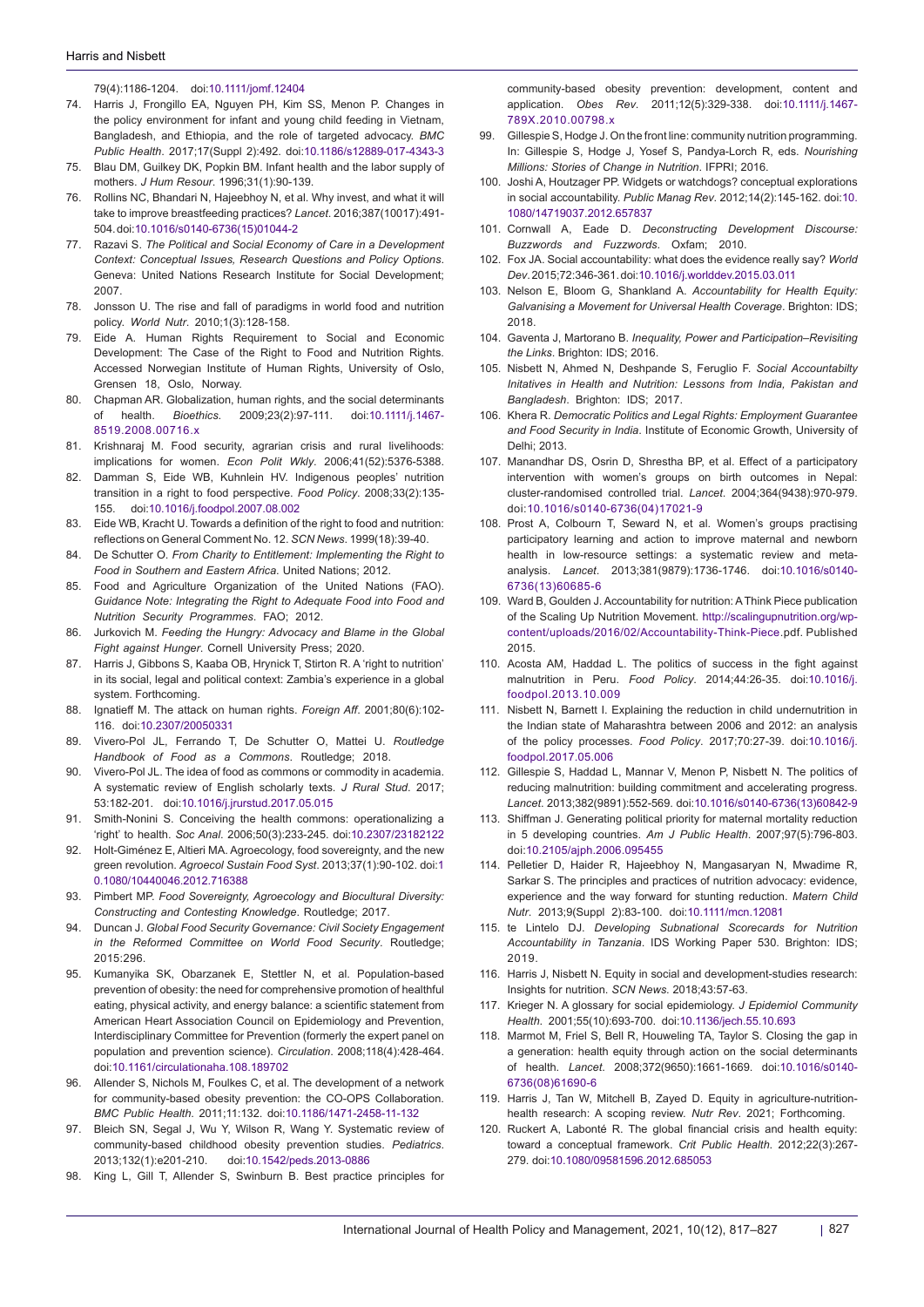79(4):1186-1204. doi:10.1111/jomf.12404

74. Harris J, Frongillo EA, Nguyen PH, Kim SS, Menon P. Changes in the policy environment for infant and young child feeding in Vietnam, Bangladesh, and Ethiopia, and the role of targeted advocacy. *BMC Public Health*. 2017;17(Suppl 2):492. doi:10.1186/s12889-017-4343-3
75. Blau DM, Guilkey DK, Popkin BM. Infant health and the labor supply of mothers. *J Hum Resour*. 1996;31(1):90-139.
76. Rollins NC, Bhandari N, Hajeebhoy N, et al. Why invest, and what it will take to improve breastfeeding practices? *Lancet*. 2016;387(10017):491-504. doi:10.1016/s0140-6736(15)01044-2
77. Razavi S. *The Political and Social Economy of Care in a Development Context: Conceptual Issues, Research Questions and Policy Options*. Geneva: United Nations Research Institute for Social Development; 2007.
78. Jonsson U. The rise and fall of paradigms in world food and nutrition policy. *World Nutr*. 2010;1(3):128-158.
79. Eide A. Human Rights Requirement to Social and Economic Development: The Case of the Right to Food and Nutrition Rights. Accessed Norwegian Institute of Human Rights, University of Oslo, Grensen 18, Oslo, Norway.
80. Chapman AR. Globalization, human rights, and the social determinants of health. *Bioethics*. 2009;23(2):97-111. doi:10.1111/j.1467-8519.2008.00716.x
81. Krishnaraj M. Food security, agrarian crisis and rural livelihoods: implications for women. *Econ Polit Wkly*. 2006;41(52):5376-5388.
82. Damman S, Eide WB, Kuhnlein HV. Indigenous peoples' nutrition transition in a right to food perspective. *Food Policy*. 2008;33(2):135-155. doi:10.1016/j.foodpol.2007.08.002
83. Eide WB, Kracht U. Towards a definition of the right to food and nutrition: reflections on General Comment No. 12. *SCN News*. 1999(18):39-40.
84. De Schutter O. *From Charity to Entitlement: Implementing the Right to Food in Southern and Eastern Africa*. United Nations; 2012.
85. Food and Agriculture Organization of the United Nations (FAO). *Guidance Note: Integrating the Right to Adequate Food into Food and Nutrition Security Programmes*. FAO; 2012.
86. Jurkovich M. *Feeding the Hungry: Advocacy and Blame in the Global Fight against Hunger*. Cornell University Press; 2020.
87. Harris J, Gibbons S, Kaaba OB, Hrynick T, Stirton R. A 'right to nutrition' in its social, legal and political context: Zambia's experience in a global system. Forthcoming.
88. Ignatieff M. The attack on human rights. *Foreign Aff*. 2001;80(6):102-116. doi:10.2307/20050331
89. Vivero-Pol JL, Ferrando T, De Schutter O, Mattei U. *Routledge Handbook of Food as a Commons*. Routledge; 2018.
90. Vivero-Pol JL. The idea of food as commons or commodity in academia. A systematic review of English scholarly texts. *J Rural Stud*. 2017; 53:182-201. doi:10.1016/j.jrurstud.2017.05.015
91. Smith-Nonini S. Conceiving the health commons: operationalizing a 'right' to health. *Soc Anal*. 2006;50(3):233-245. doi:10.2307/23182122
92. Holt-Giménez E, Altieri MA. Agroecology, food sovereignty, and the new green revolution. *Agroecol Sustain Food Syst*. 2013;37(1):90-102. doi:10.1080/10440046.2012.716388
93. Pimbert MP. *Food Sovereignty, Agroecology and Biocultural Diversity: Constructing and Contesting Knowledge*. Routledge; 2017.
94. Duncan J. *Global Food Security Governance: Civil Society Engagement in the Reformed Committee on World Food Security*. Routledge; 2015:296.
95. Kumanyika SK, Obarzanek E, Stettler N, et al. Population-based prevention of obesity: the need for comprehensive promotion of healthful eating, physical activity, and energy balance: a scientific statement from American Heart Association Council on Epidemiology and Prevention, Interdisciplinary Committee for Prevention (formerly the expert panel on population and prevention science). *Circulation*. 2008;118(4):428-464. doi:10.1161/circulationaha.108.189702
96. Allender S, Nichols M, Foulkes C, et al. The development of a network for community-based obesity prevention: the CO-OPS Collaboration. *BMC Public Health*. 2011;11:132. doi:10.1186/1471-2458-11-132
97. Bleich SN, Segal J, Wu Y, Wilson R, Wang Y. Systematic review of community-based childhood obesity prevention studies. *Pediatrics*. 2013;132(1):e201-210. doi:10.1542/peds.2013-0886
98. King L, Gill T, Allender S, Swinburn B. Best practice principles for community-based obesity prevention: development, content and application. *Obes Rev*. 2011;12(5):329-338. doi:10.1111/j.1467-789X.2010.00798.x
99. Gillespie S, Hodge J. On the front line: community nutrition programming. In: Gillespie S, Hodge J, Yosef S, Pandya-Lorch R, eds. *Nourishing Millions: Stories of Change in Nutrition*. IFPRI; 2016.
100. Joshi A, Houtzager PP. Widgets or watchdogs? conceptual explorations in social accountability. *Public Manag Rev*. 2012;14(2):145-162. doi:10.1080/14719037.2012.657837
101. Cornwall A, Eade D. *Deconstructing Development Discourse: Buzzwords and Fuzzwords*. Oxfam; 2010.
102. Fox JA. Social accountability: what does the evidence really say? *World Dev*. 2015;72:346-361. doi:10.1016/j.worlddev.2015.03.011
103. Nelson E, Bloom G, Shankland A. *Accountability for Health Equity: Galvanising a Movement for Universal Health Coverage*. Brighton: IDS; 2018.
104. Gaventa J, Martorano B. *Inequality, Power and Participation–Revisiting the Links*. Brighton: IDS; 2016.
105. Nisbett N, Ahmed N, Deshpande S, Feruglio F. *Social Accountabilty Initatives in Health and Nutrition: Lessons from India, Pakistan and Bangladesh*. Brighton: IDS; 2017.
106. Khera R. *Democratic Politics and Legal Rights: Employment Guarantee and Food Security in India*. Institute of Economic Growth, University of Delhi; 2013.
107. Manandhar DS, Osrin D, Shrestha BP, et al. Effect of a participatory intervention with women's groups on birth outcomes in Nepal: cluster-randomised controlled trial. *Lancet*. 2004;364(9438):970-979. doi:10.1016/s0140-6736(04)17021-9
108. Prost A, Colbourn T, Seward N, et al. Women's groups practising participatory learning and action to improve maternal and newborn health in low-resource settings: a systematic review and meta-analysis. *Lancet*. 2013;381(9879):1736-1746. doi:10.1016/s0140-6736(13)60685-6
109. Ward B, Goulden J. Accountability for nutrition: A Think Piece publication of the Scaling Up Nutrition Movement. http://scalingupnutrition.org/wp-content/uploads/2016/02/Accountability-Think-Piece.pdf. Published 2015.
110. Acosta AM, Haddad L. The politics of success in the fight against malnutrition in Peru. *Food Policy*. 2014;44:26-35. doi:10.1016/j.foodpol.2013.10.009
111. Nisbett N, Barnett I. Explaining the reduction in child undernutrition in the Indian state of Maharashtra between 2006 and 2012: an analysis of the policy processes. *Food Policy*. 2017;70:27-39. doi:10.1016/j.foodpol.2017.05.006
112. Gillespie S, Haddad L, Mannar V, Menon P, Nisbett N. The politics of reducing malnutrition: building commitment and accelerating progress. *Lancet*. 2013;382(9891):552-569. doi:10.1016/s0140-6736(13)60842-9
113. Shiffman J. Generating political priority for maternal mortality reduction in 5 developing countries. *Am J Public Health*. 2007;97(5):796-803. doi:10.2105/ajph.2006.095455
114. Pelletier D, Haider R, Hajeebhoy N, Mangasaryan N, Mwadime R, Sarkar S. The principles and practices of nutrition advocacy: evidence, experience and the way forward for stunting reduction. *Matern Child Nutr*. 2013;9(Suppl 2):83-100. doi:10.1111/mcn.12081
115. te Lintelo DJ. *Developing Subnational Scorecards for Nutrition Accountability in Tanzania*. IDS Working Paper 530. Brighton: IDS; 2019.
116. Harris J, Nisbett N. Equity in social and development-studies research: Insights for nutrition. *SCN News*. 2018;43:57-63.
117. Krieger N. A glossary for social epidemiology. *J Epidemiol Community Health*. 2001;55(10):693-700. doi:10.1136/jech.55.10.693
118. Marmot M, Friel S, Bell R, Houweling TA, Taylor S. Closing the gap in a generation: health equity through action on the social determinants of health. *Lancet*. 2008;372(9650):1661-1669. doi:10.1016/s0140-6736(08)61690-6
119. Harris J, Tan W, Mitchell B, Zayed D. Equity in agriculture-nutrition-health research: A scoping review. *Nutr Rev*. 2021; Forthcoming.
120. Ruckert A, Labonté R. The global financial crisis and health equity: toward a conceptual framework. *Crit Public Health*. 2012;22(3):267-279. doi:10.1080/09581596.2012.685053